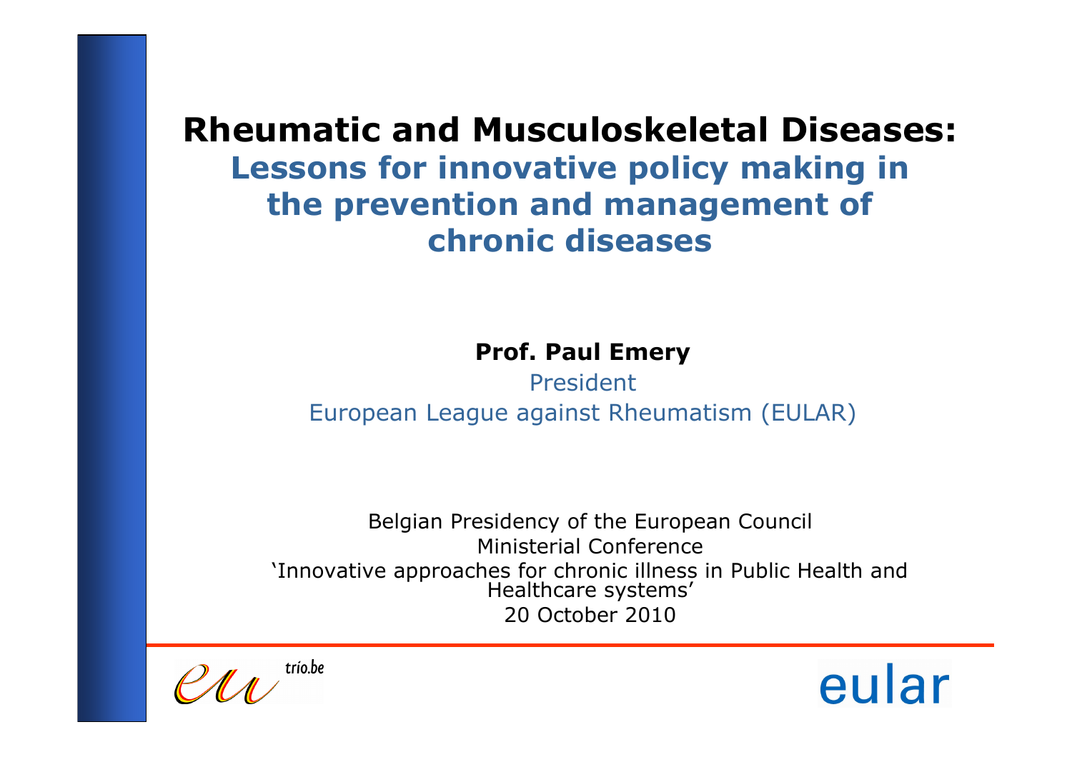# Rheumatic and Musculoskeletal Diseases:

## Lessons for innovative policy making in the prevention and management of chronic diseases

**Prof. Paul Emery**

President

European League against Rheumatism (EULAR)

Belgian Presidency of the European Council

Ministerial Conference

'Innovative approaches for chronic illness in Public Health and Healthcare systems'

20 October 2010

eu trio.be

eular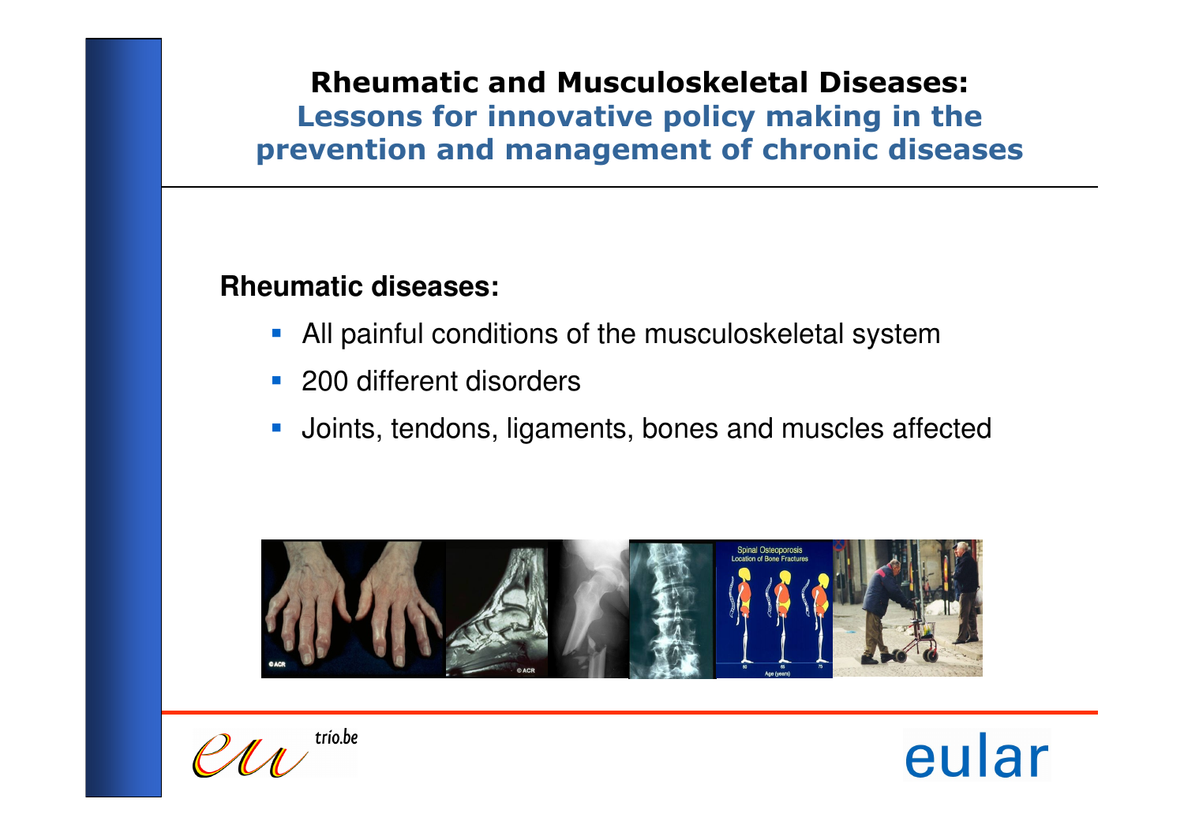## Rheumatic and Musculoskeletal Diseases:
### Lessons for innovative policy making in the prevention and management of chronic diseases

**Rheumatic diseases:**

- All painful conditions of the musculoskeletal system
- 200 different disorders
- Joints, tendons, ligaments, bones and muscles affected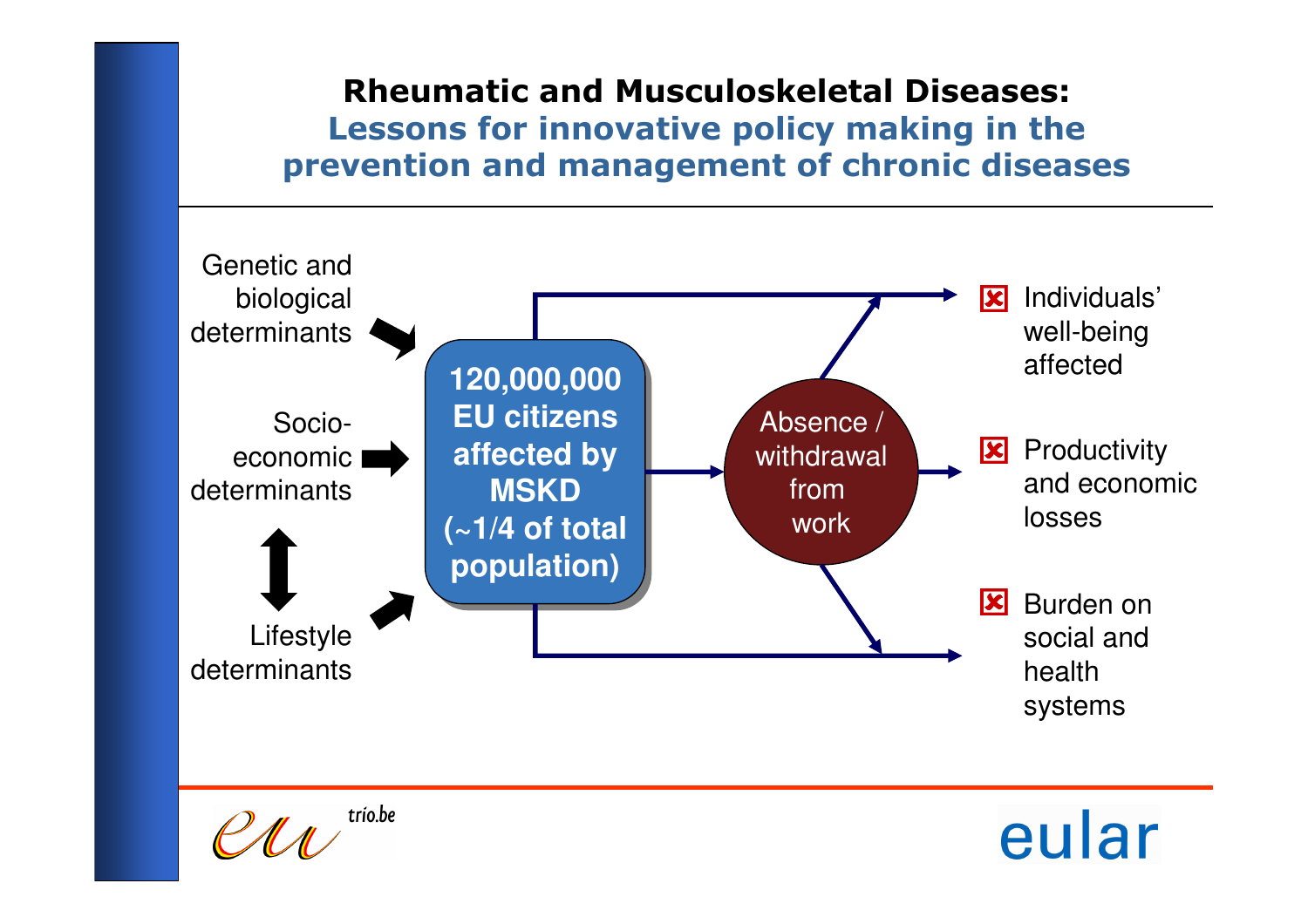# Rheumatic and Musculoskeletal Diseases:
## Lessons for innovative policy making in the prevention and management of chronic diseases

Genetic and biological determinants

Socio-economic determinants

Lifestyle determinants

**120,000,000 EU citizens affected by MSKD (~1/4 of total population)**

Absence / withdrawal from work

- Individuals' well-being affected
- Productivity and economic losses
- Burden on social and health systems

eu trio.be

eular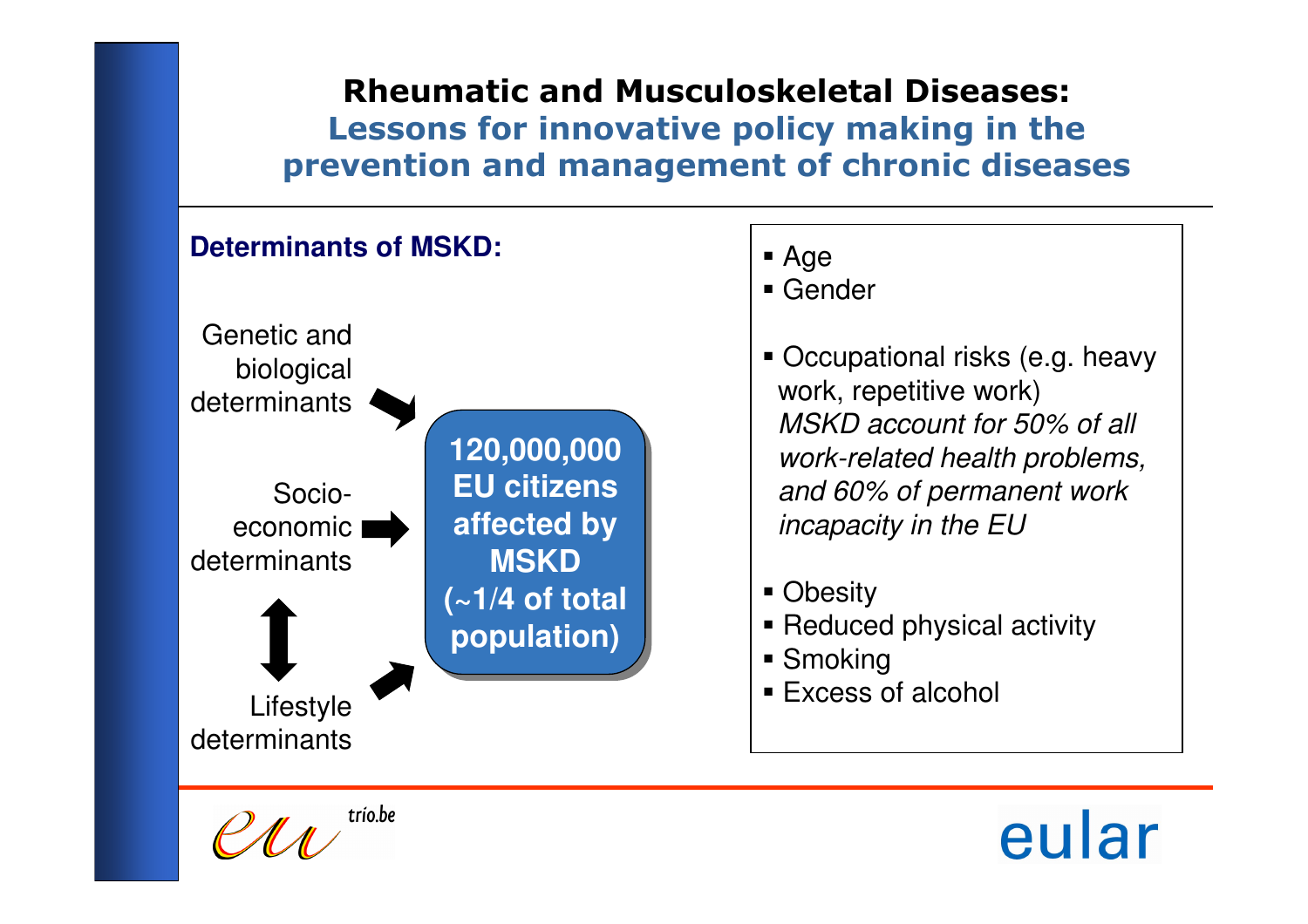# Rheumatic and Musculoskeletal Diseases:
## Lessons for innovative policy making in the prevention and management of chronic diseases

**Determinants of MSKD:**

Genetic and biological determinants

Socio-economic determinants

Lifestyle determinants

**120,000,000 EU citizens affected by MSKD (~1/4 of total population)**

- Age
- Gender

- Occupational risks (e.g. heavy work, repetitive work)
  *MSKD account for 50% of all work-related health problems, and 60% of permanent work incapacity in the EU*

- Obesity
- Reduced physical activity
- Smoking
- Excess of alcohol

eu trio.be

eular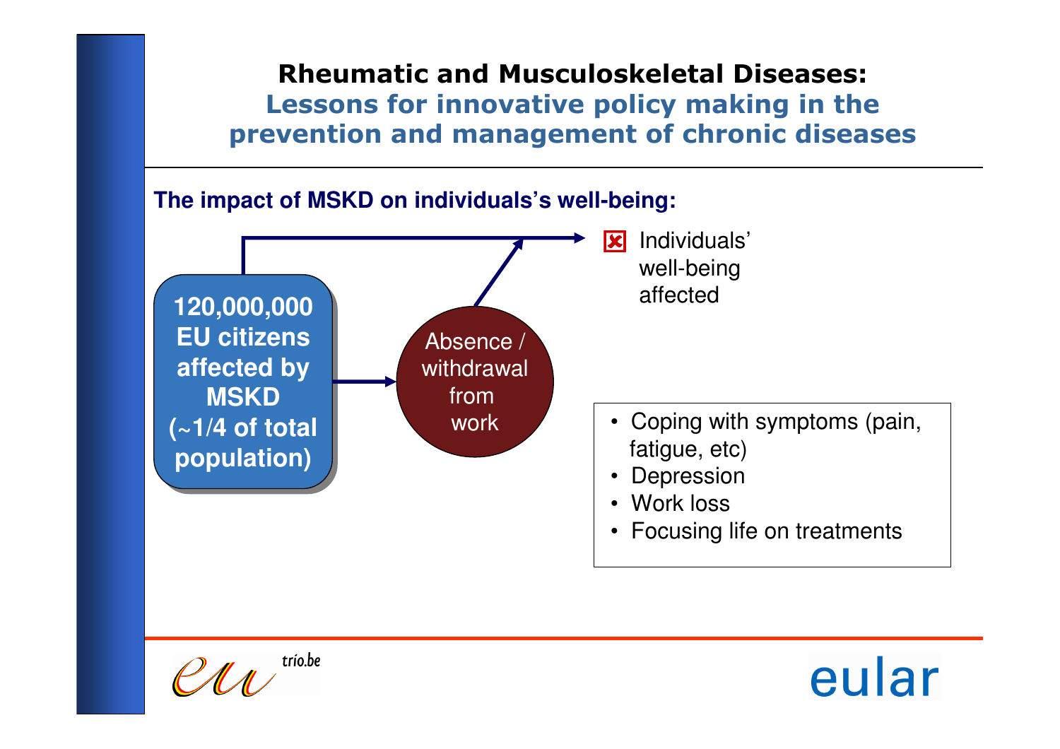# Rheumatic and Musculoskeletal Diseases:

## Lessons for innovative policy making in the prevention and management of chronic diseases

**The impact of MSKD on individuals's well-being:**

**120,000,000 EU citizens affected by MSKD (~1/4 of total population)**

Absence / withdrawal from work

Individuals' well-being affected

- Coping with symptoms (pain, fatigue, etc)
- Depression
- Work loss
- Focusing life on treatments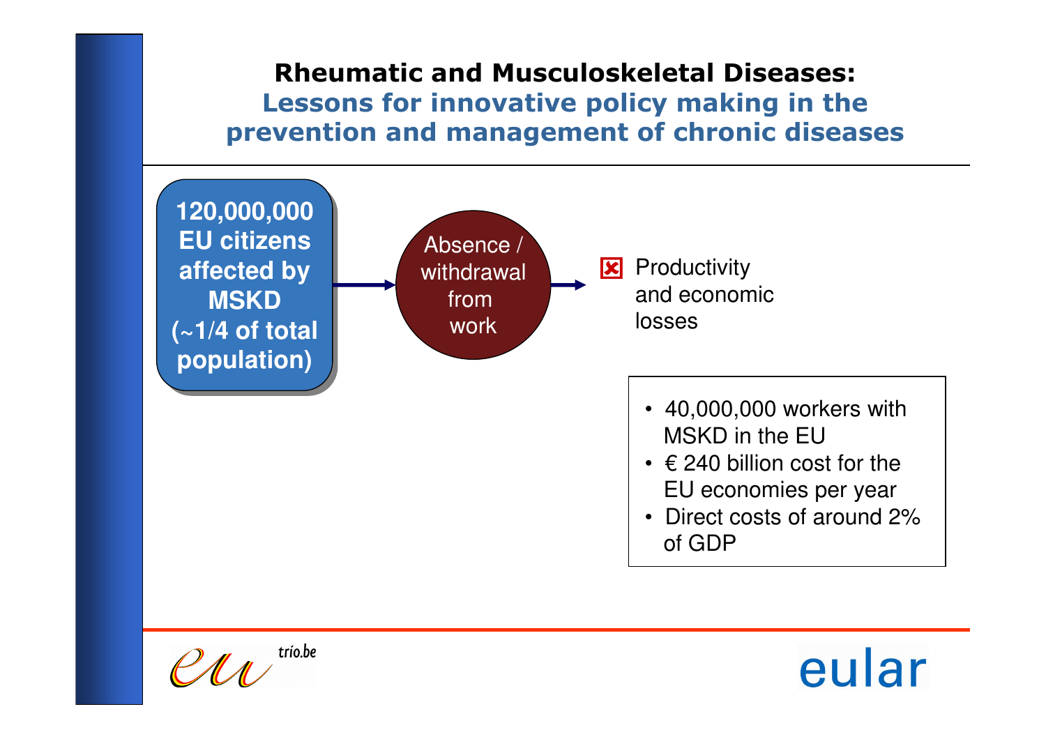# Rheumatic and Musculoskeletal Diseases:

## Lessons for innovative policy making in the prevention and management of chronic diseases

**120,000,000 EU citizens affected by MSKD (~1/4 of total population)**

→ Absence / withdrawal from work

→ Productivity and economic losses

- 40,000,000 workers with MSKD in the EU
- € 240 billion cost for the EU economies per year
- Direct costs of around 2% of GDP

eu trio.be

eular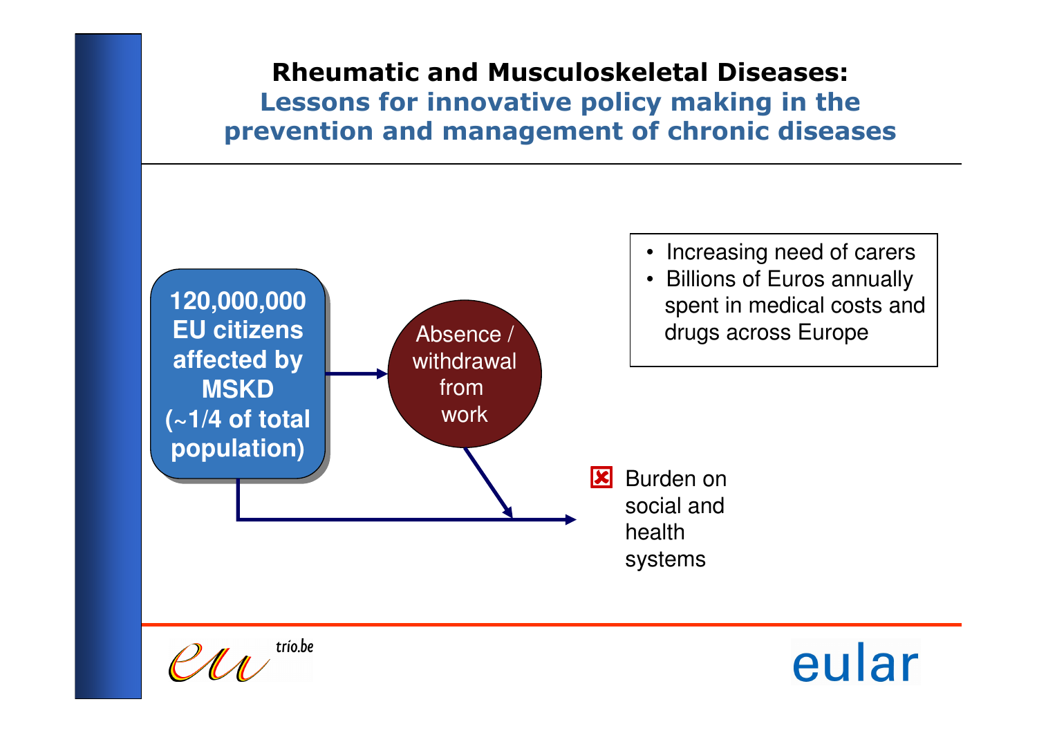## Rheumatic and Musculoskeletal Diseases:
### Lessons for innovative policy making in the prevention and management of chronic diseases

**120,000,000 EU citizens affected by MSKD (~1/4 of total population)**

Absence / withdrawal from work

- Increasing need of carers
- Billions of Euros annually spent in medical costs and drugs across Europe

Burden on social and health systems

eu trio.be

eular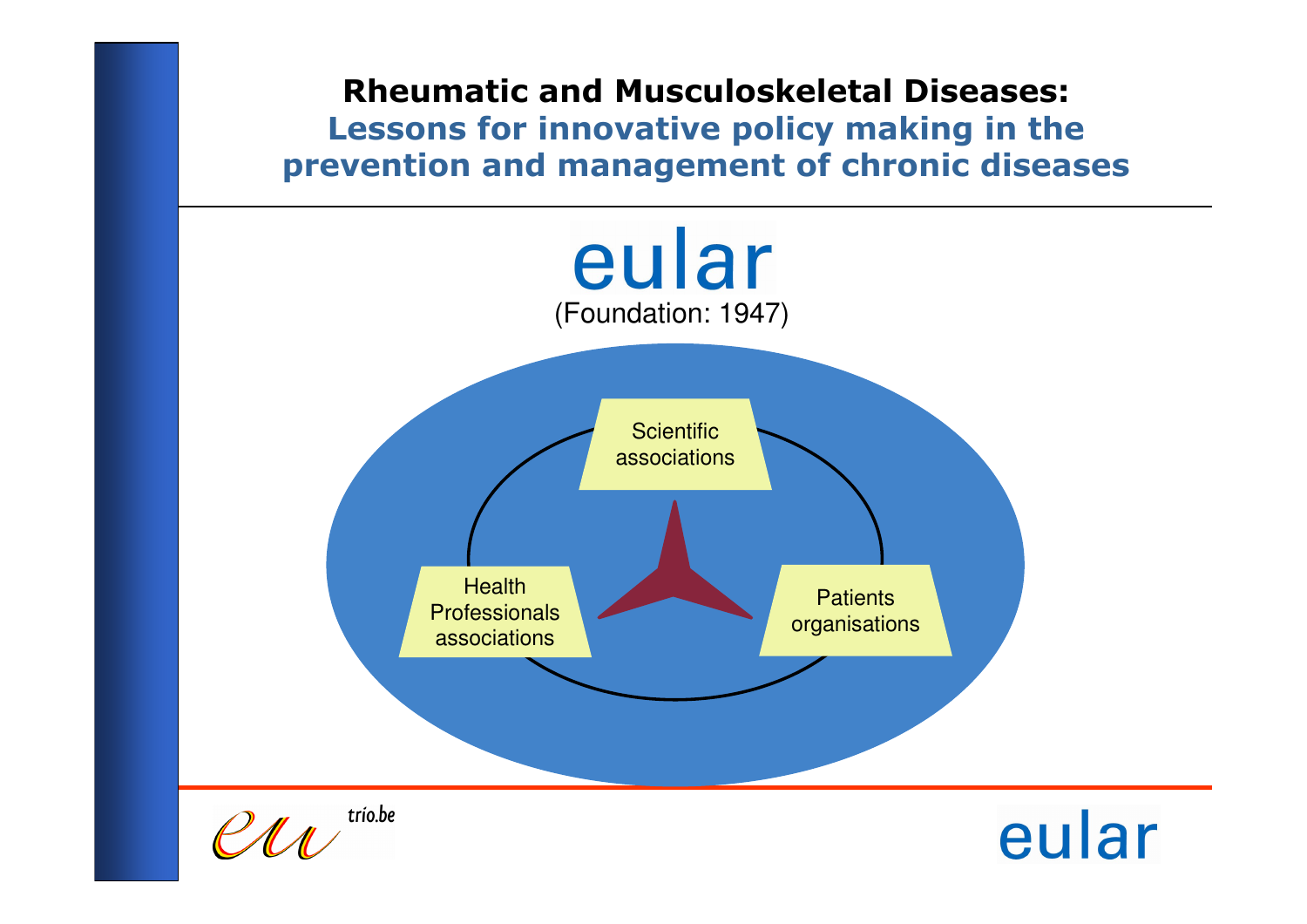**Rheumatic and Musculoskeletal Diseases:**

**Lessons for innovative policy making in the prevention and management of chronic diseases**

eular

(Foundation: 1947)

Scientific associations

Health Professionals associations

Patients organisations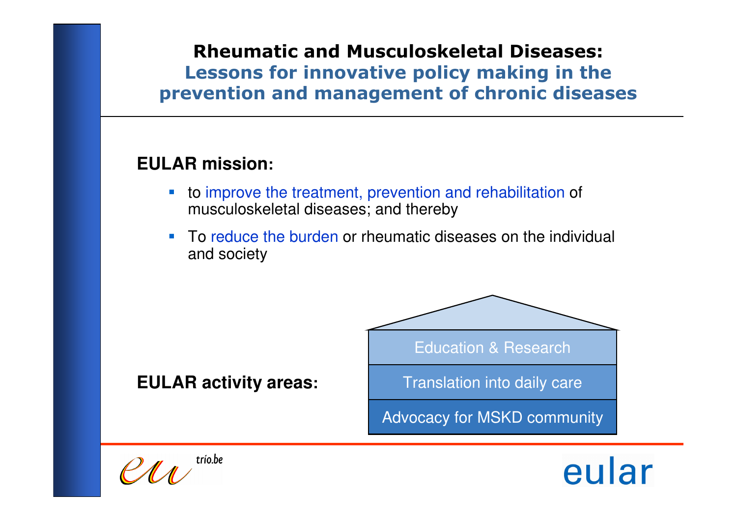# Rheumatic and Musculoskeletal Diseases:
## Lessons for innovative policy making in the prevention and management of chronic diseases

**EULAR mission:**

- to improve the treatment, prevention and rehabilitation of musculoskeletal diseases; and thereby
- To reduce the burden or rheumatic diseases on the individual and society

**EULAR activity areas:**

- Education & Research
- Translation into daily care
- Advocacy for MSKD community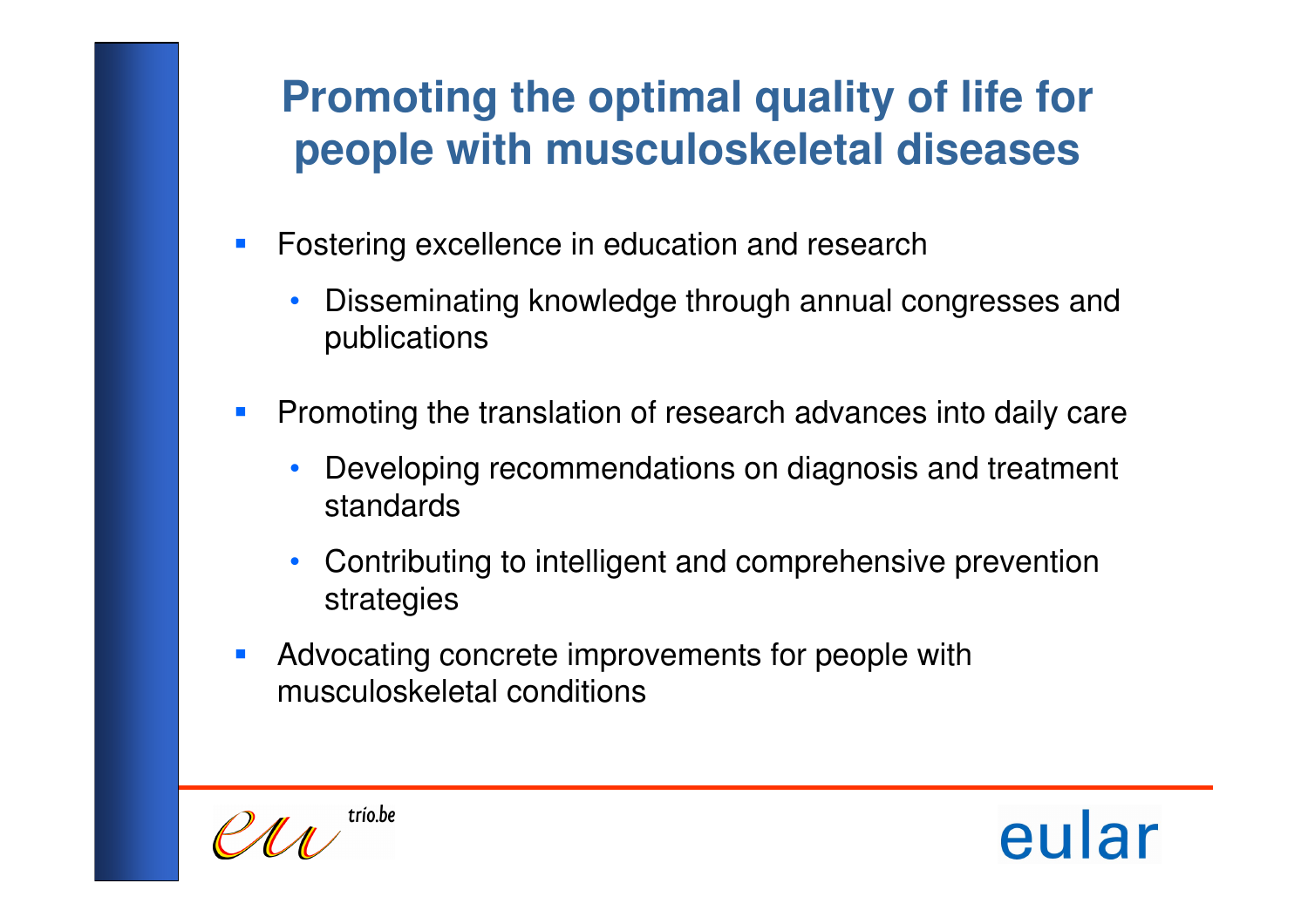# Promoting the optimal quality of life for people with musculoskeletal diseases

- Fostering excellence in education and research
  - Disseminating knowledge through annual congresses and publications
- Promoting the translation of research advances into daily care
  - Developing recommendations on diagnosis and treatment standards
  - Contributing to intelligent and comprehensive prevention strategies
- Advocating concrete improvements for people with musculoskeletal conditions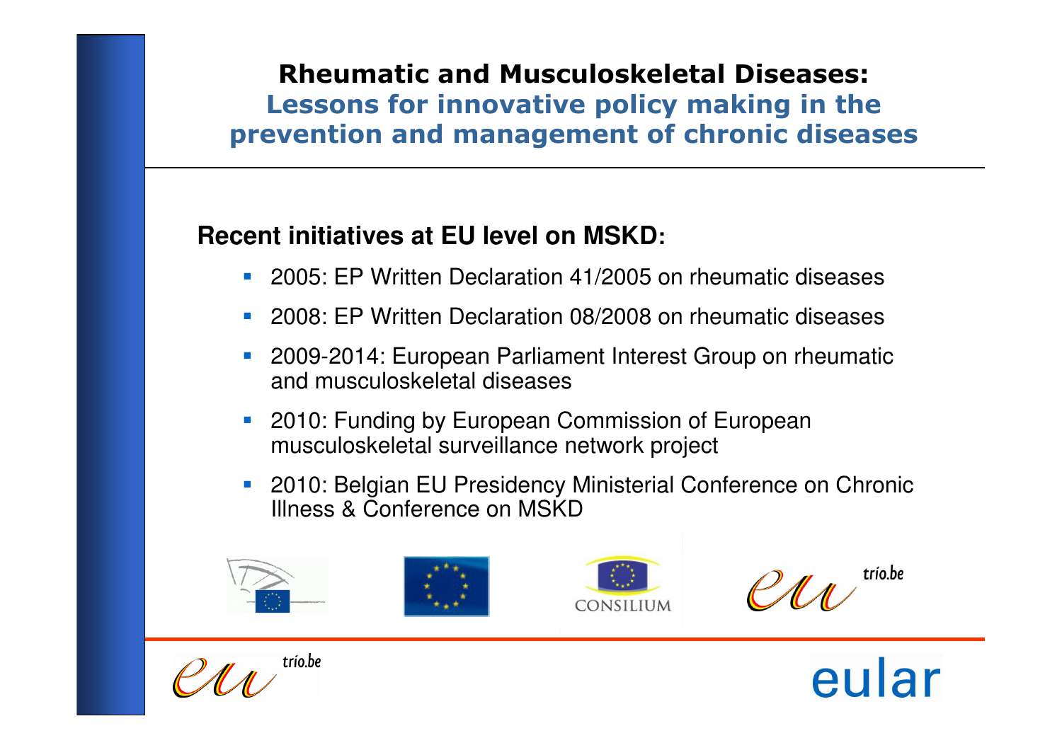## Rheumatic and Musculoskeletal Diseases:
### Lessons for innovative policy making in the prevention and management of chronic diseases

**Recent initiatives at EU level on MSKD:**

- 2005: EP Written Declaration 41/2005 on rheumatic diseases
- 2008: EP Written Declaration 08/2008 on rheumatic diseases
- 2009-2014: European Parliament Interest Group on rheumatic and musculoskeletal diseases
- 2010: Funding by European Commission of European musculoskeletal surveillance network project
- 2010: Belgian EU Presidency Ministerial Conference on Chronic Illness & Conference on MSKD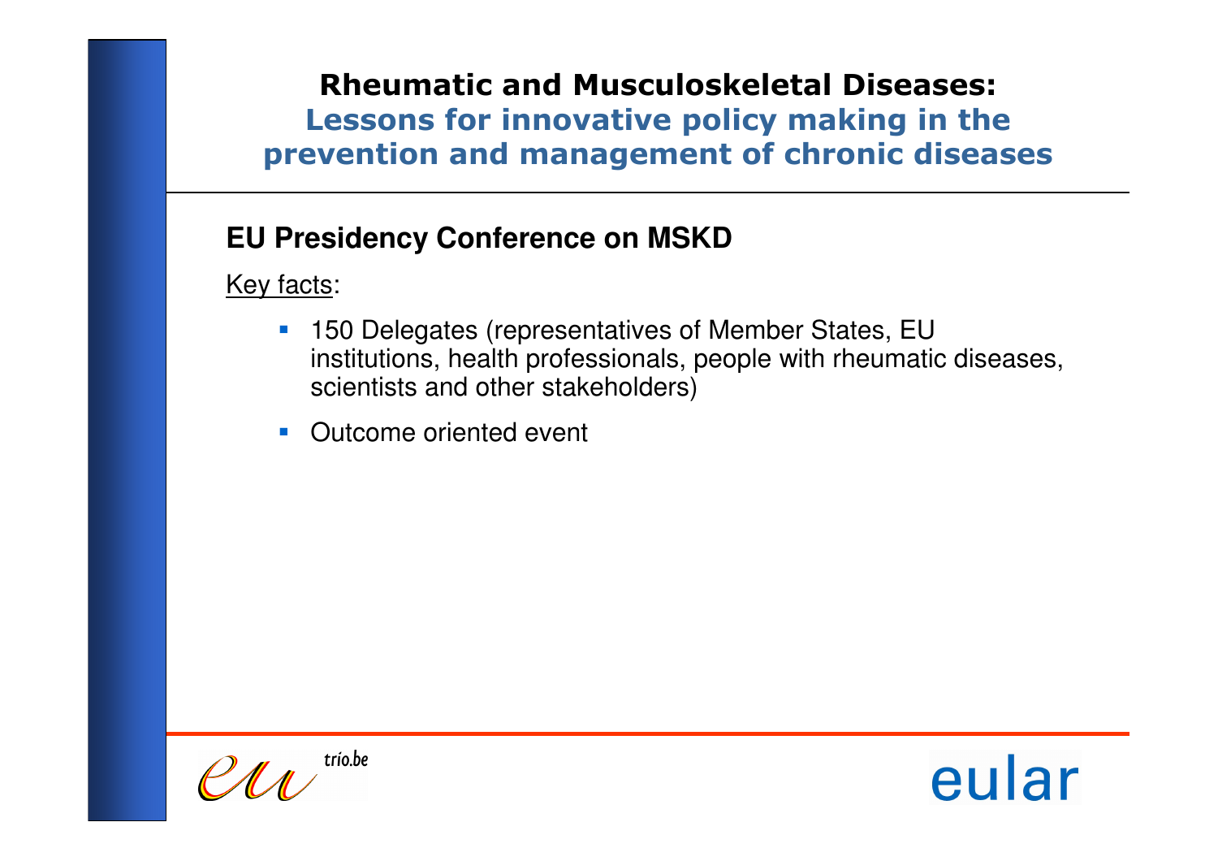**Rheumatic and Musculoskeletal Diseases:**
**Lessons for innovative policy making in the prevention and management of chronic diseases**

## EU Presidency Conference on MSKD

Key facts:

- 150 Delegates (representatives of Member States, EU institutions, health professionals, people with rheumatic diseases, scientists and other stakeholders)
- Outcome oriented event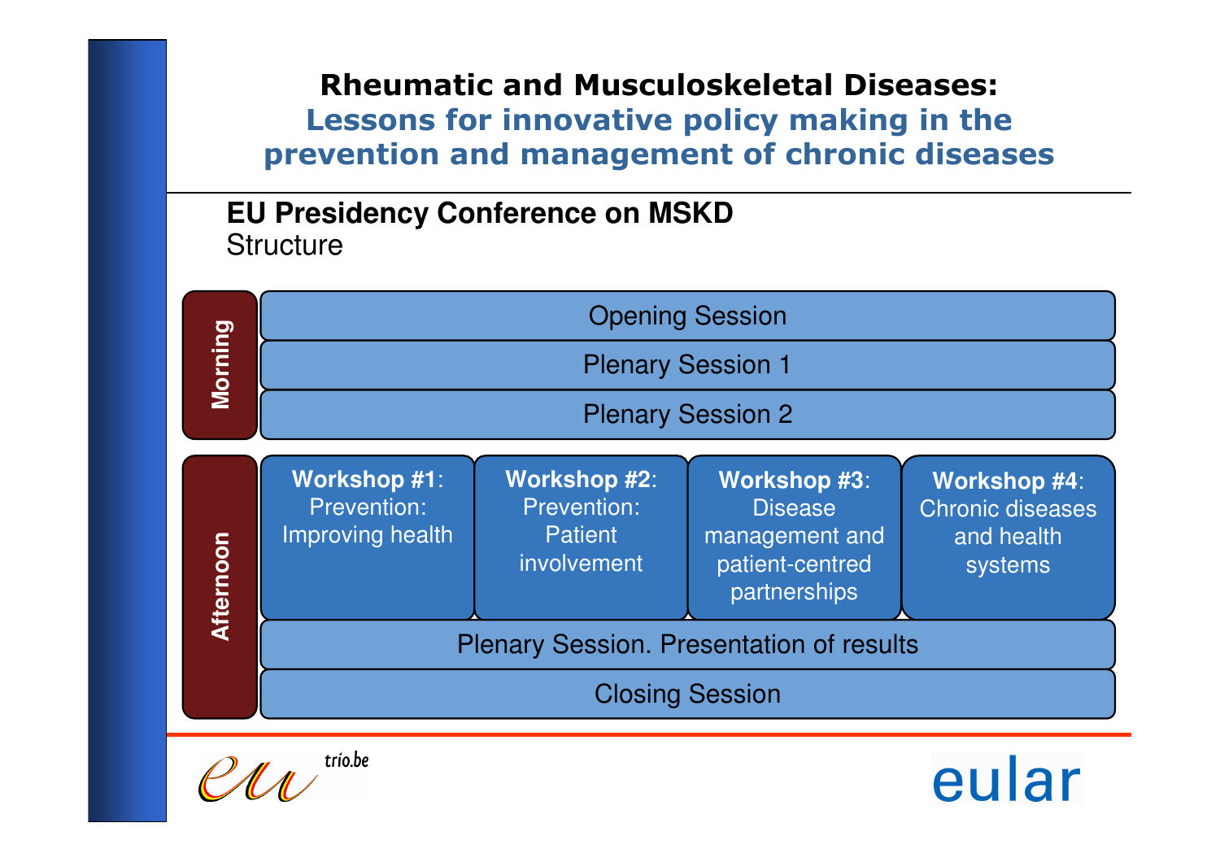# Rheumatic and Musculoskeletal Diseases:
## Lessons for innovative policy making in the prevention and management of chronic diseases

**EU Presidency Conference on MSKD**
Structure

**Morning**

- Opening Session
- Plenary Session 1
- Plenary Session 2

**Afternoon**

| **Workshop #1**: Prevention: Improving health | **Workshop #2**: Prevention: Patient involvement | **Workshop #3**: Disease management and patient-centred partnerships | **Workshop #4**: Chronic diseases and health systems |
|---|---|---|---|

- Plenary Session. Presentation of results
- Closing Session

eu trio.be

eular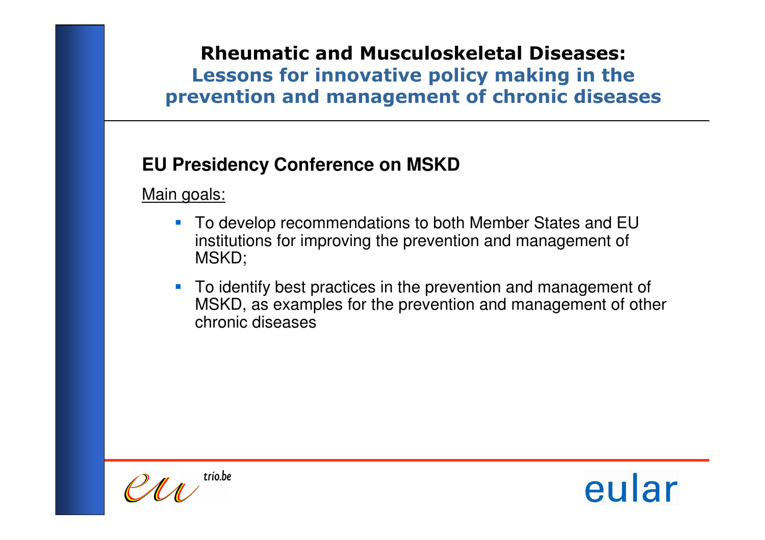# Rheumatic and Musculoskeletal Diseases:
## Lessons for innovative policy making in the prevention and management of chronic diseases

### EU Presidency Conference on MSKD

Main goals:

- To develop recommendations to both Member States and EU institutions for improving the prevention and management of MSKD;
- To identify best practices in the prevention and management of MSKD, as examples for the prevention and management of other chronic diseases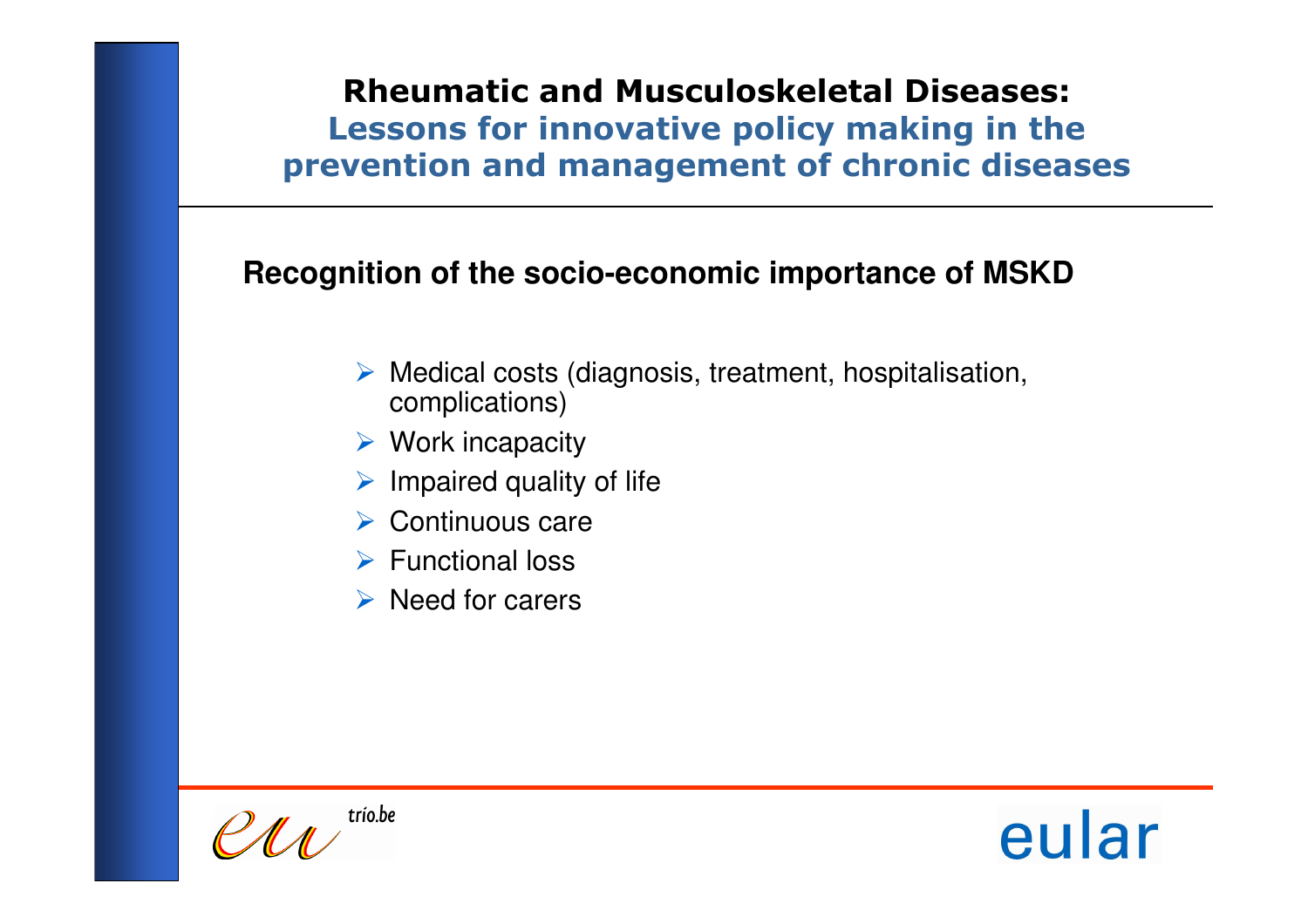**Rheumatic and Musculoskeletal Diseases:**
**Lessons for innovative policy making in the prevention and management of chronic diseases**

## Recognition of the socio-economic importance of MSKD

- Medical costs (diagnosis, treatment, hospitalisation, complications)
- Work incapacity
- Impaired quality of life
- Continuous care
- Functional loss
- Need for carers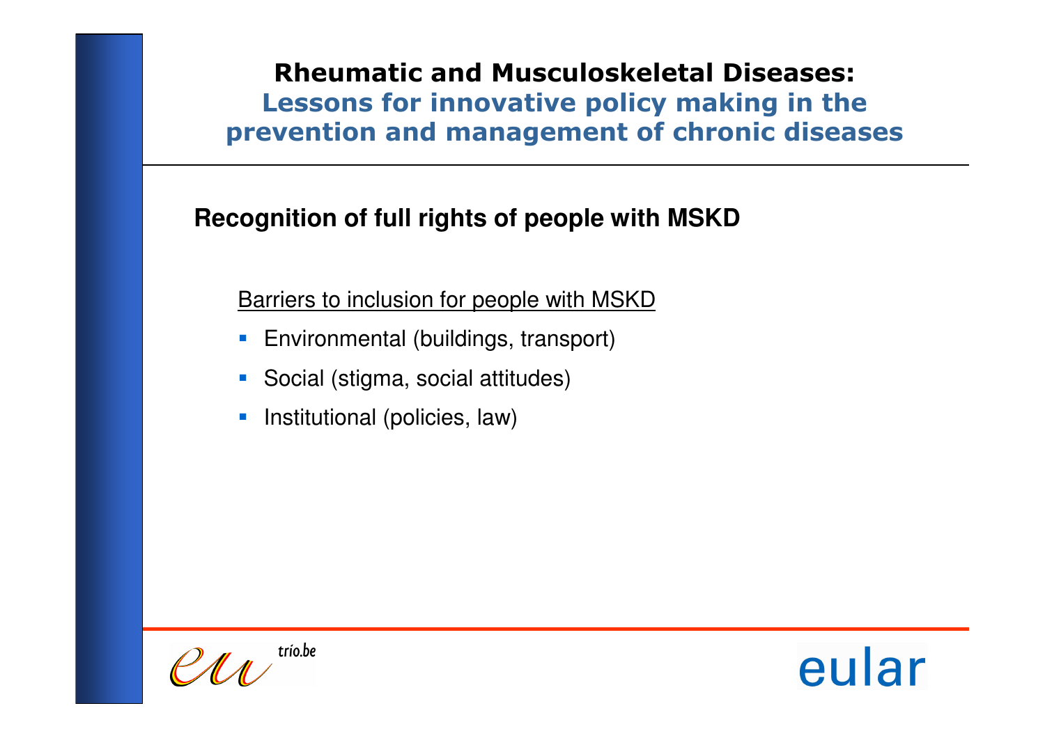Recognition of full rights of people with MSKD

Barriers to inclusion for people with MSKD

- Environmental (buildings, transport)
- Social (stigma, social attitudes)
- Institutional (policies, law)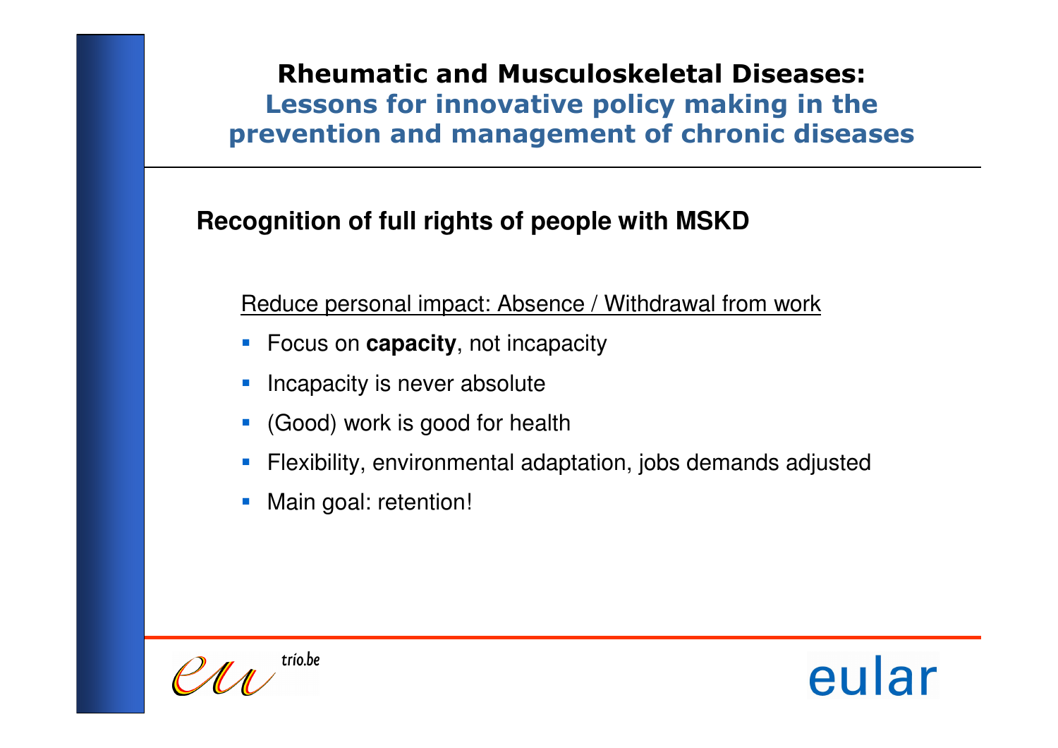**Rheumatic and Musculoskeletal Diseases:**
**Lessons for innovative policy making in the prevention and management of chronic diseases**

## Recognition of full rights of people with MSKD

Reduce personal impact: Absence / Withdrawal from work

- Focus on **capacity**, not incapacity
- Incapacity is never absolute
- (Good) work is good for health
- Flexibility, environmental adaptation, jobs demands adjusted
- Main goal: retention!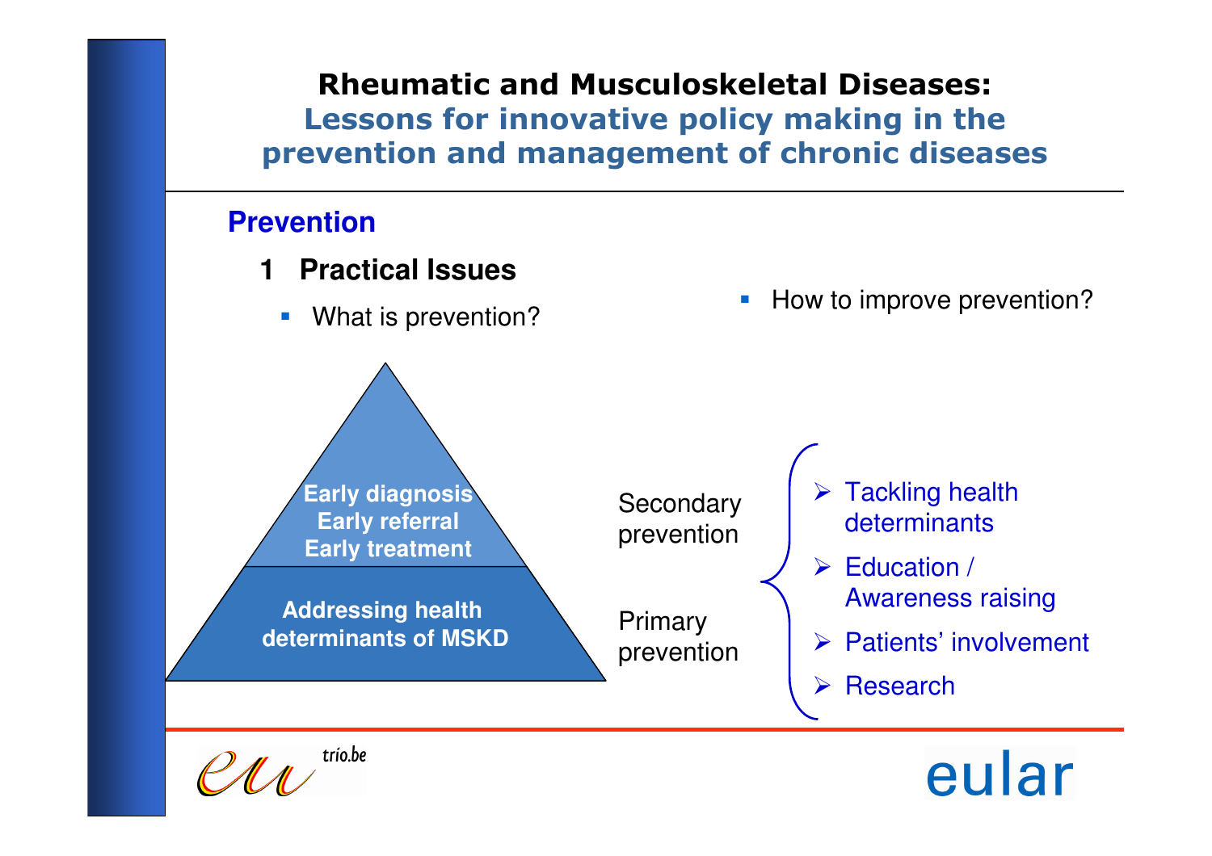# Rheumatic and Musculoskeletal Diseases:
## Lessons for innovative policy making in the prevention and management of chronic diseases

### Prevention

#### 1 Practical Issues

- What is prevention?

Early diagnosis
Early referral
Early treatment

Addressing health determinants of MSKD

Secondary prevention

Primary prevention

- How to improve prevention?
  - Tackling health determinants
  - Education / Awareness raising
  - Patients' involvement
  - Research

trio.be

eular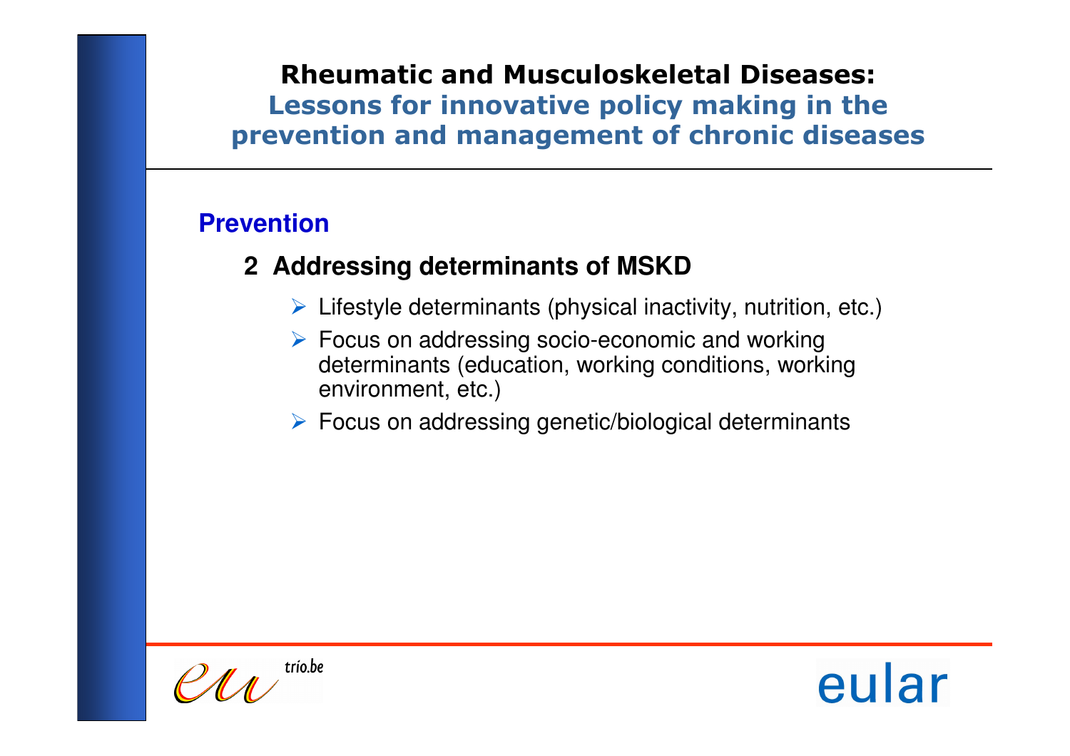# Rheumatic and Musculoskeletal Diseases:
## Lessons for innovative policy making in the prevention and management of chronic diseases

### Prevention

#### 2 Addressing determinants of MSKD

- Lifestyle determinants (physical inactivity, nutrition, etc.)
- Focus on addressing socio-economic and working determinants (education, working conditions, working environment, etc.)
- Focus on addressing genetic/biological determinants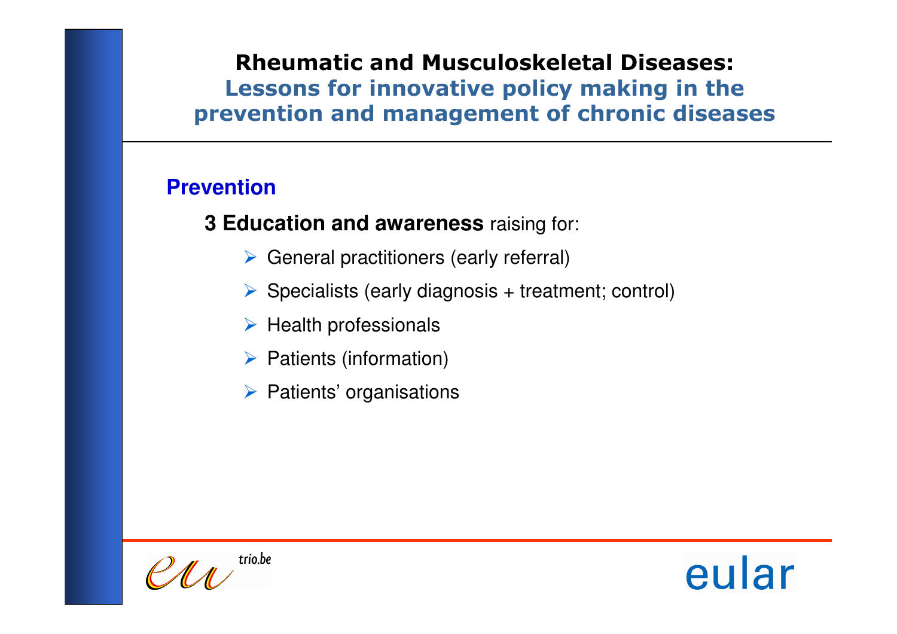# Rheumatic and Musculoskeletal Diseases:

## Lessons for innovative policy making in the prevention and management of chronic diseases

### Prevention

**3 Education and awareness** raising for:

- General practitioners (early referral)
- Specialists (early diagnosis + treatment; control)
- Health professionals
- Patients (information)
- Patients' organisations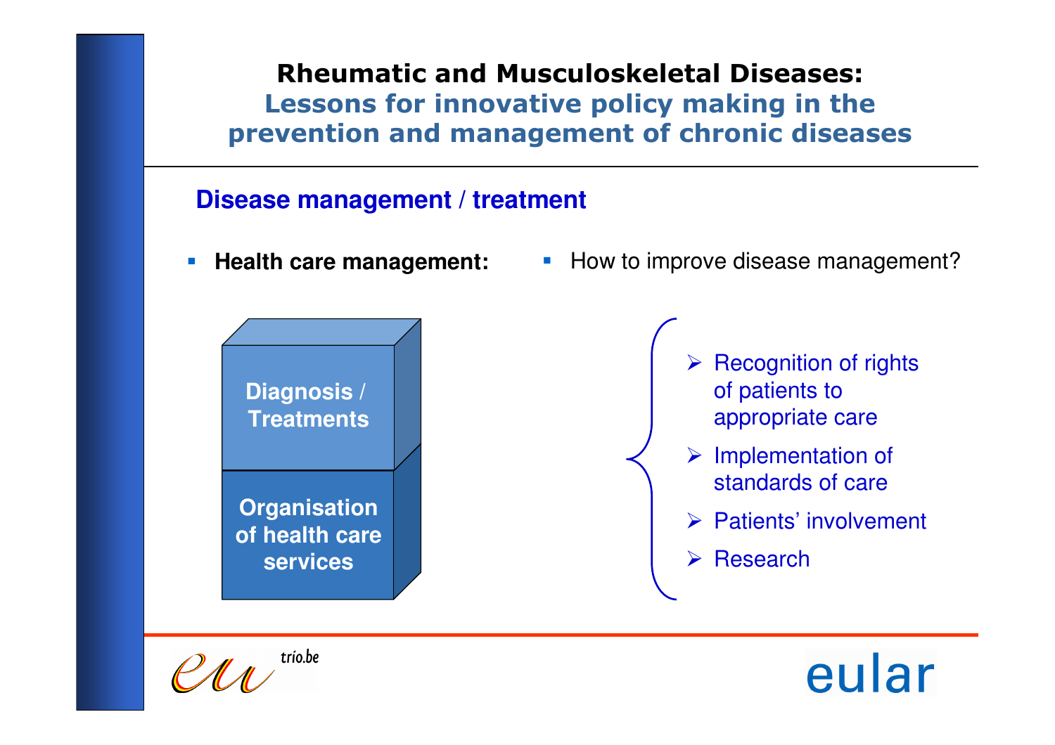# Rheumatic and Musculoskeletal Diseases:
## Lessons for innovative policy making in the prevention and management of chronic diseases

### Disease management / treatment

- **Health care management:**

Diagnosis / Treatments

Organisation of health care services

- How to improve disease management?
  - Recognition of rights of patients to appropriate care
  - Implementation of standards of care
  - Patients' involvement
  - Research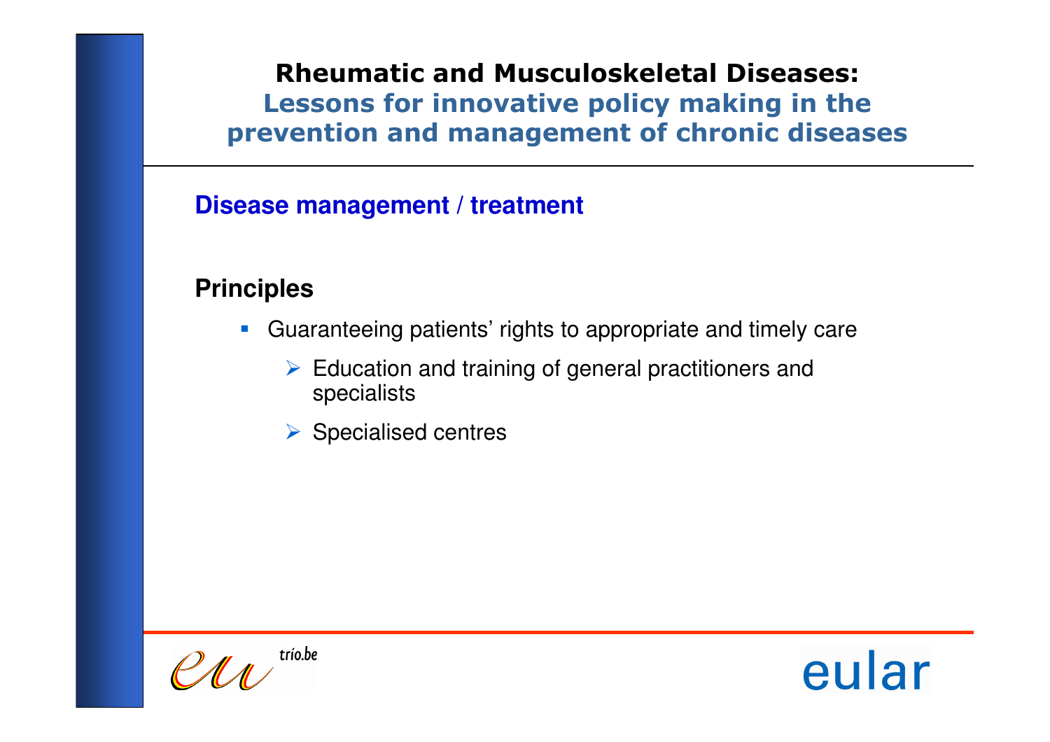# Rheumatic and Musculoskeletal Diseases:
## Lessons for innovative policy making in the prevention and management of chronic diseases

### Disease management / treatment

**Principles**

- Guaranteeing patients' rights to appropriate and timely care
  - Education and training of general practitioners and specialists
  - Specialised centres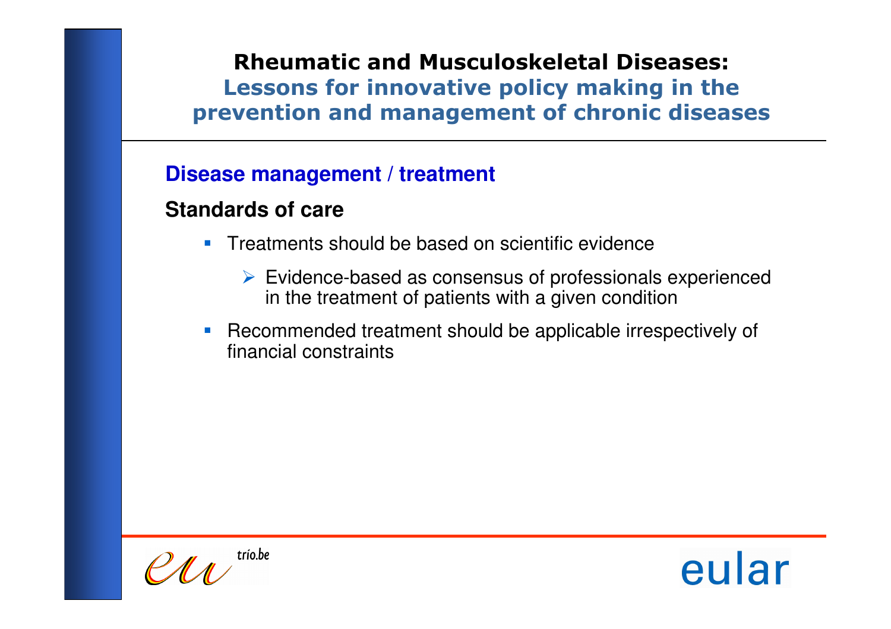# Rheumatic and Musculoskeletal Diseases:
## Lessons for innovative policy making in the prevention and management of chronic diseases

### Disease management / treatment

**Standards of care**

- Treatments should be based on scientific evidence
  - Evidence-based as consensus of professionals experienced in the treatment of patients with a given condition
- Recommended treatment should be applicable irrespectively of financial constraints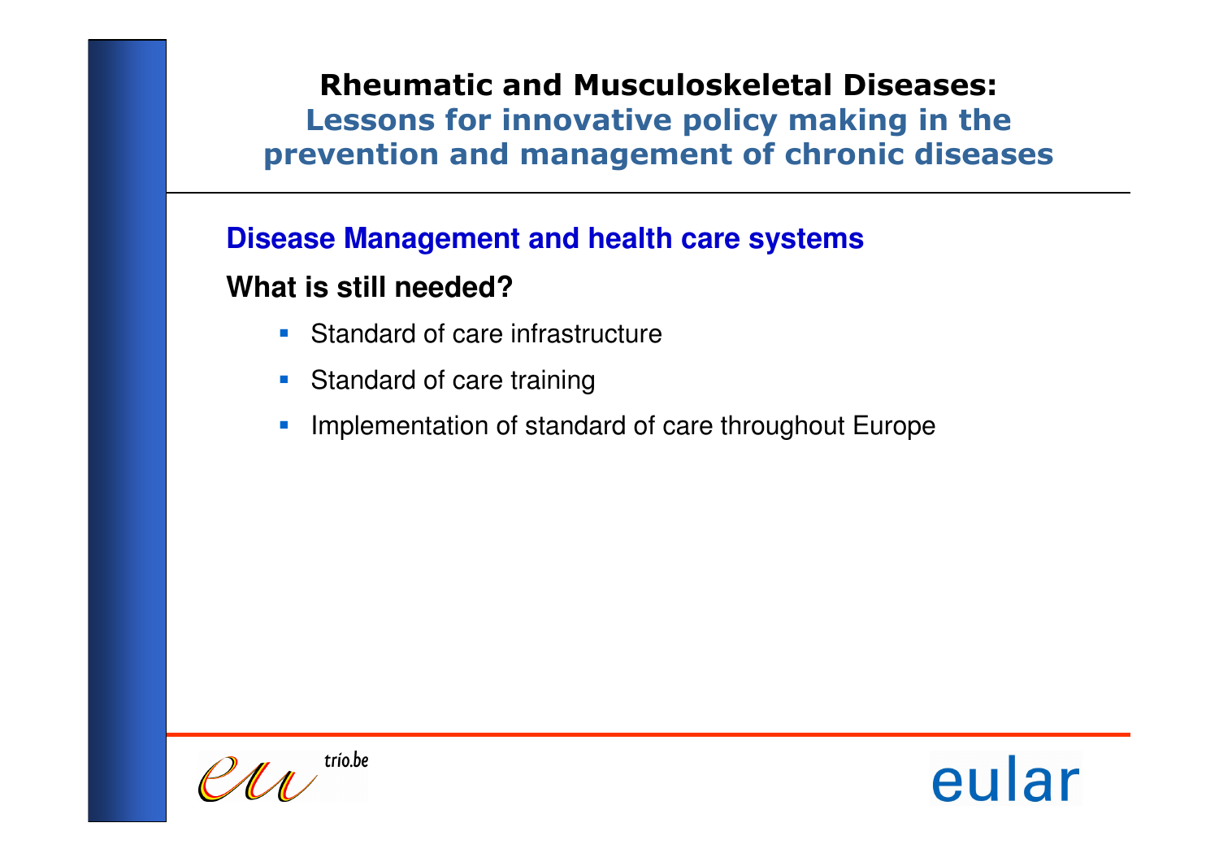# Rheumatic and Musculoskeletal Diseases:
## Lessons for innovative policy making in the prevention and management of chronic diseases

### Disease Management and health care systems

**What is still needed?**

- Standard of care infrastructure
- Standard of care training
- Implementation of standard of care throughout Europe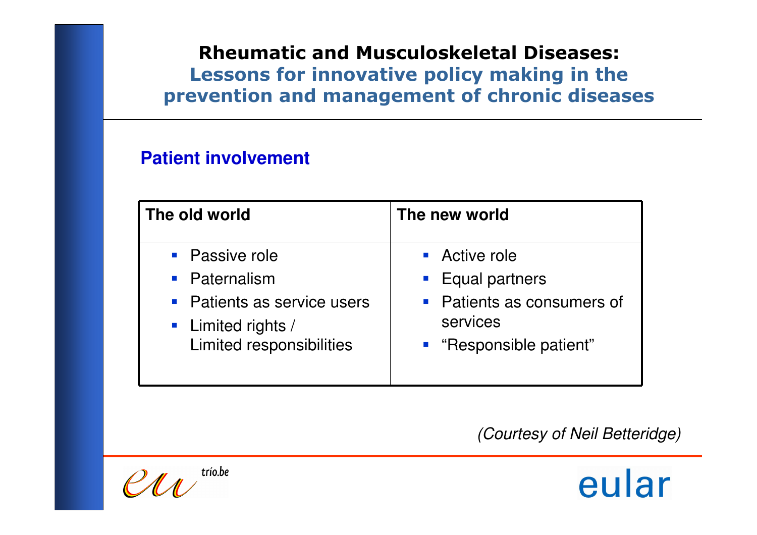## Rheumatic and Musculoskeletal Diseases: Lessons for innovative policy making in the prevention and management of chronic diseases

### Patient involvement

| The old world | The new world |
|---|---|
| ▪ Passive role<br>▪ Paternalism<br>▪ Patients as service users<br>▪ Limited rights / Limited responsibilities | ▪ Active role<br>▪ Equal partners<br>▪ Patients as consumers of services<br>▪ "Responsible patient" |

*(Courtesy of Neil Betteridge)*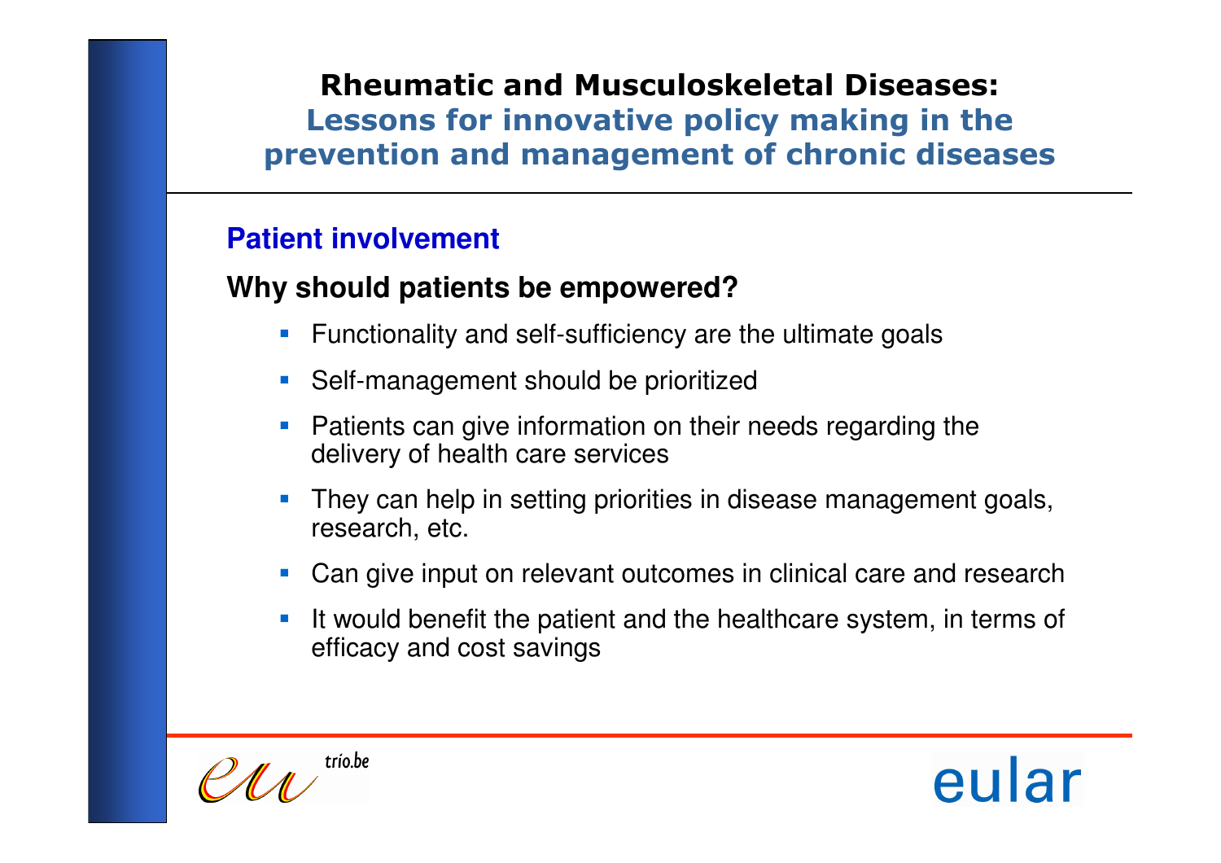## Rheumatic and Musculoskeletal Diseases: Lessons for innovative policy making in the prevention and management of chronic diseases

### Patient involvement

**Why should patients be empowered?**

- Functionality and self-sufficiency are the ultimate goals
- Self-management should be prioritized
- Patients can give information on their needs regarding the delivery of health care services
- They can help in setting priorities in disease management goals, research, etc.
- Can give input on relevant outcomes in clinical care and research
- It would benefit the patient and the healthcare system, in terms of efficacy and cost savings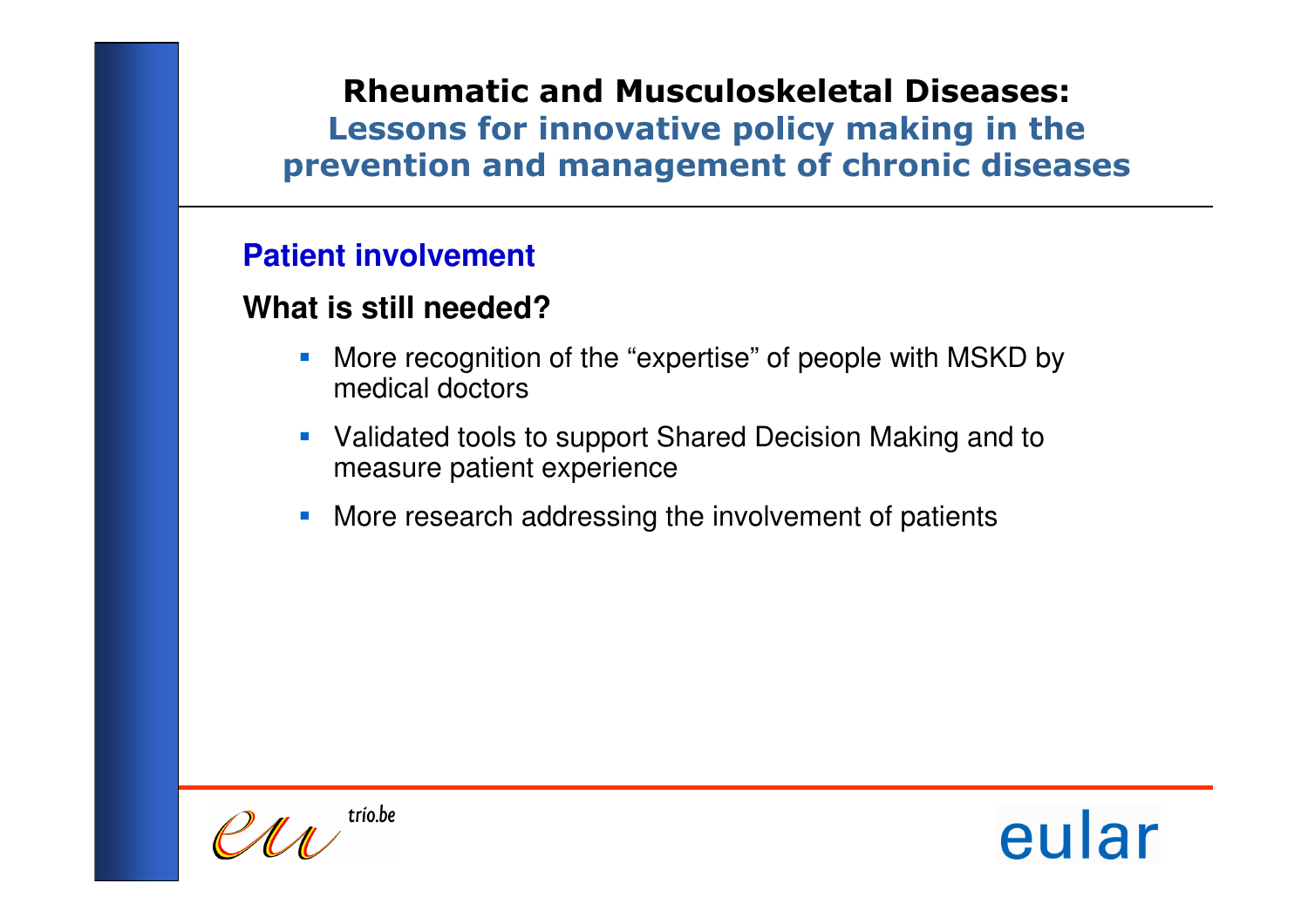## Patient involvement

### What is still needed?

- More recognition of the “expertise” of people with MSKD by medical doctors
- Validated tools to support Shared Decision Making and to measure patient experience
- More research addressing the involvement of patients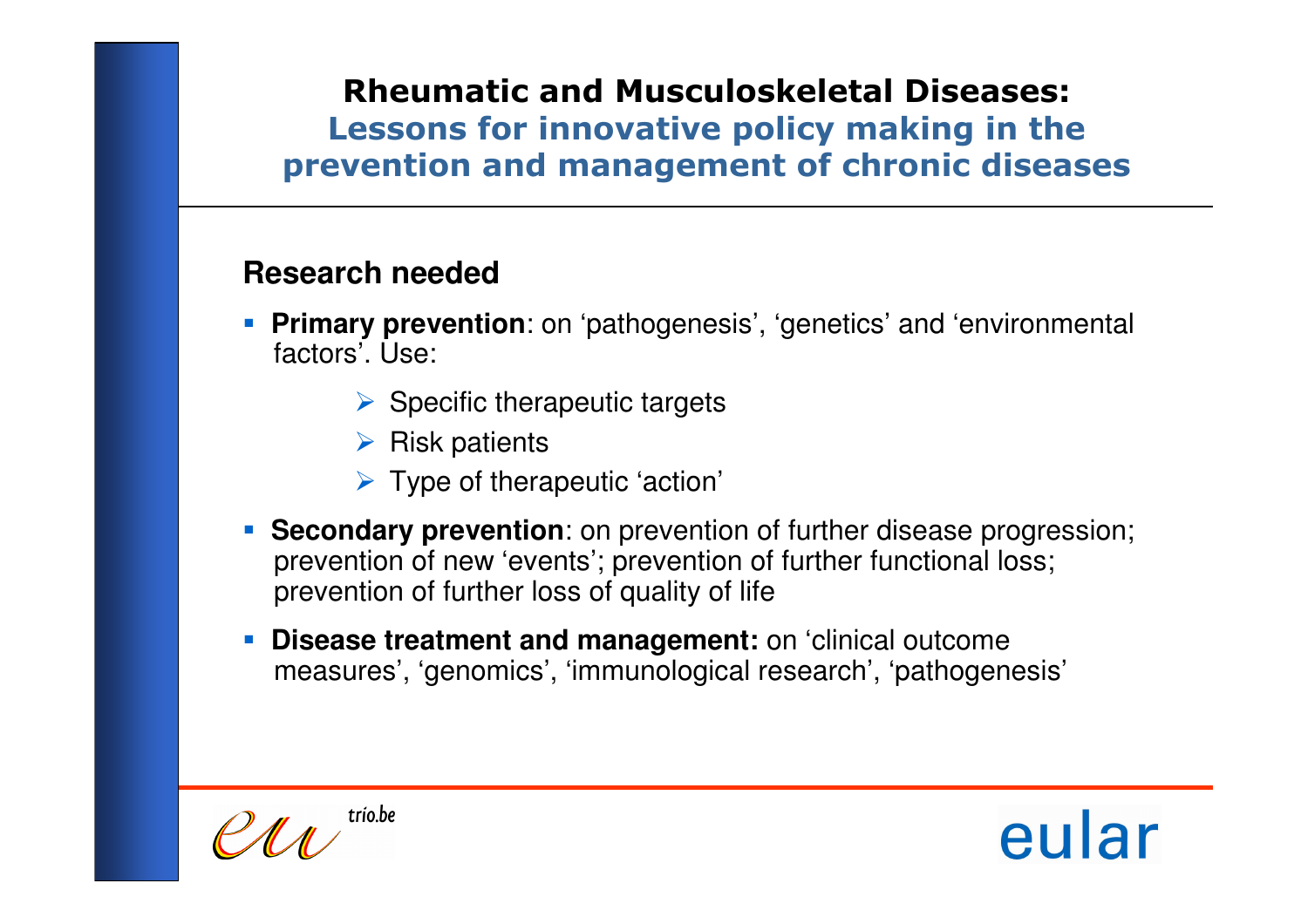# Rheumatic and Musculoskeletal Diseases:
## Lessons for innovative policy making in the prevention and management of chronic diseases

### Research needed

- **Primary prevention**: on 'pathogenesis', 'genetics' and 'environmental factors'. Use:
  - Specific therapeutic targets
  - Risk patients
  - Type of therapeutic 'action'
- **Secondary prevention**: on prevention of further disease progression; prevention of new 'events'; prevention of further functional loss; prevention of further loss of quality of life
- **Disease treatment and management:** on 'clinical outcome measures', 'genomics', 'immunological research', 'pathogenesis'

eu trio.be

eular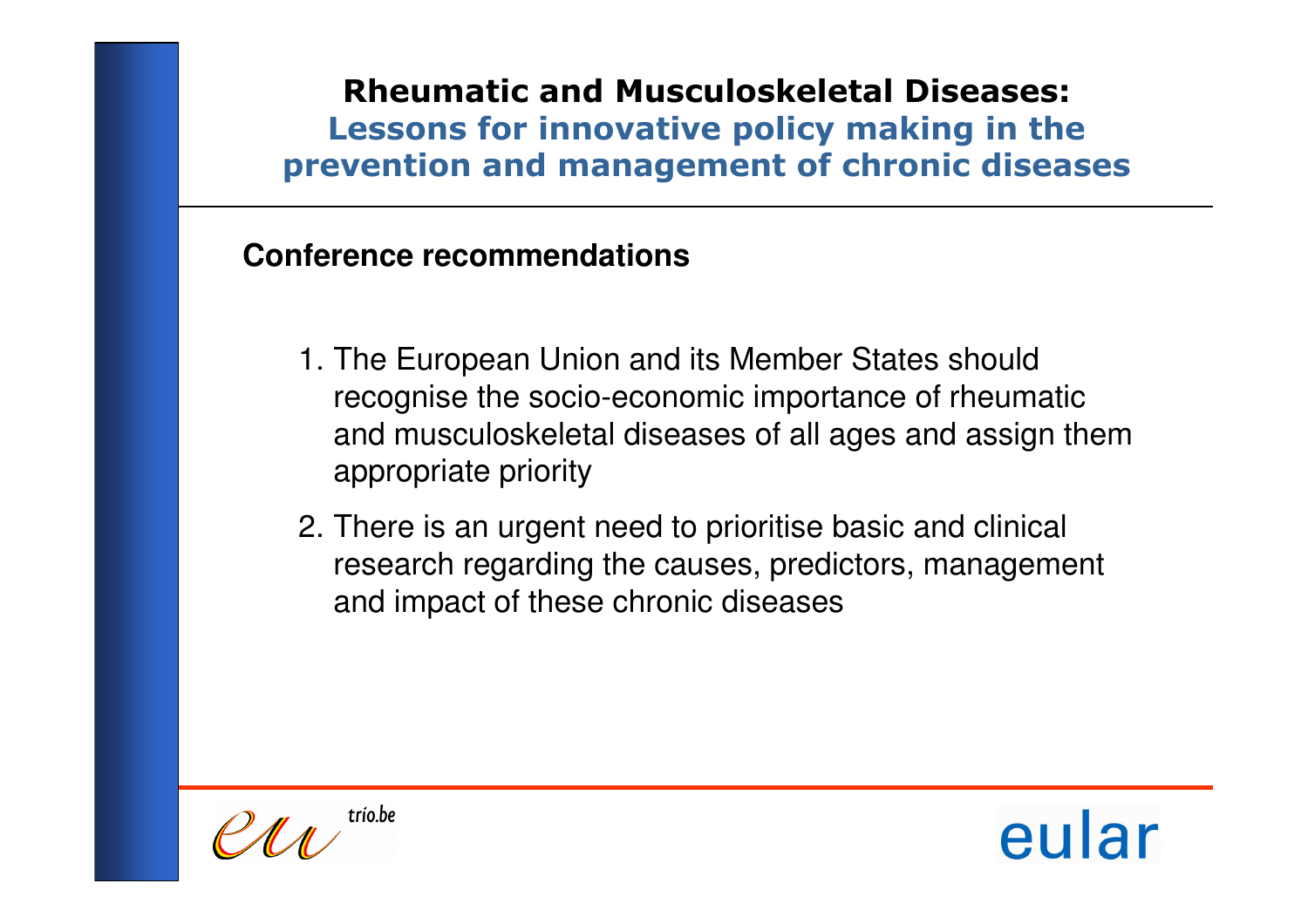# Rheumatic and Musculoskeletal Diseases:

## Lessons for innovative policy making in the prevention and management of chronic diseases

**Conference recommendations**

1. The European Union and its Member States should recognise the socio-economic importance of rheumatic and musculoskeletal diseases of all ages and assign them appropriate priority
2. There is an urgent need to prioritise basic and clinical research regarding the causes, predictors, management and impact of these chronic diseases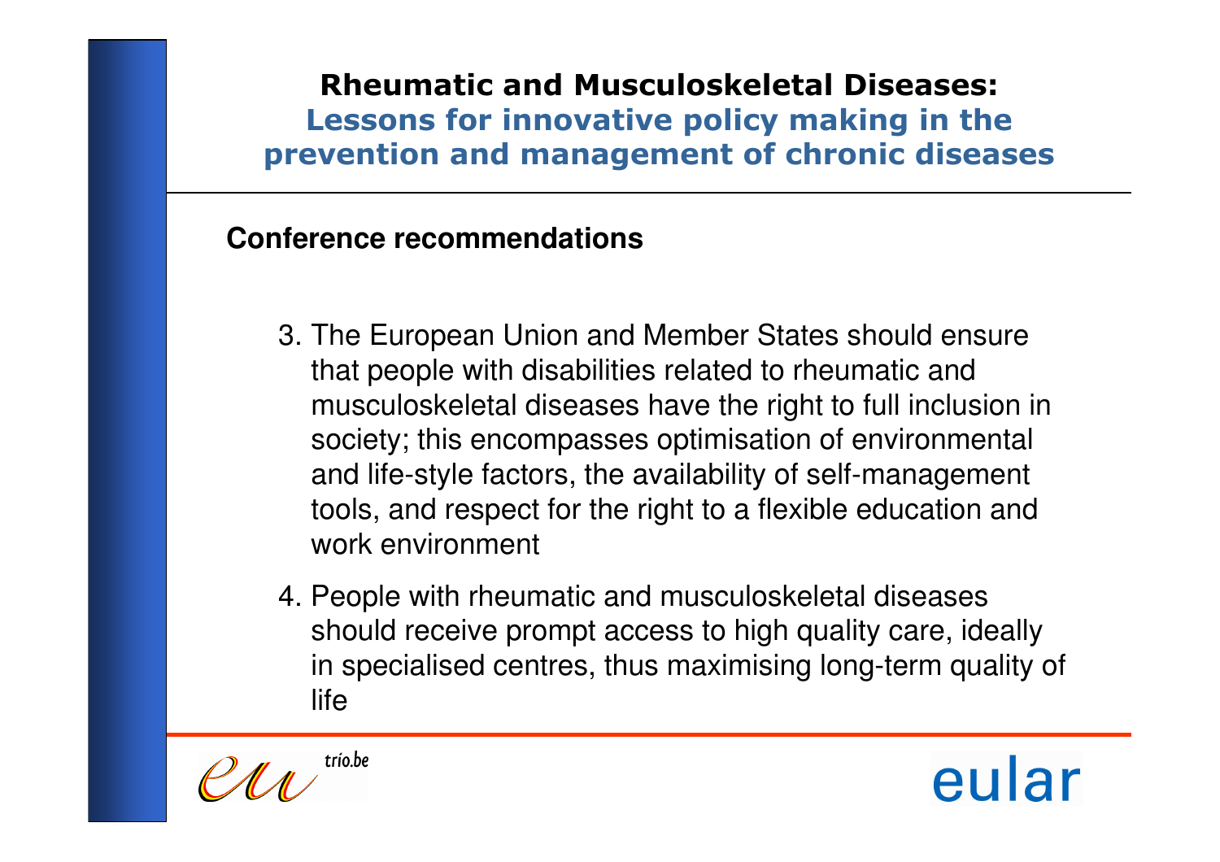**Rheumatic and Musculoskeletal Diseases:**
**Lessons for innovative policy making in the prevention and management of chronic diseases**

**Conference recommendations**

3. The European Union and Member States should ensure that people with disabilities related to rheumatic and musculoskeletal diseases have the right to full inclusion in society; this encompasses optimisation of environmental and life-style factors, the availability of self-management tools, and respect for the right to a flexible education and work environment

4. People with rheumatic and musculoskeletal diseases should receive prompt access to high quality care, ideally in specialised centres, thus maximising long-term quality of life

eu trio.be

eular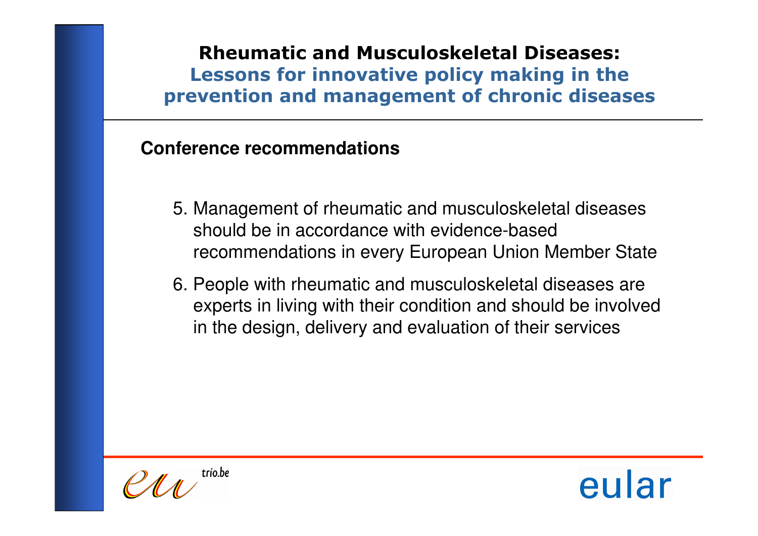## Rheumatic and Musculoskeletal Diseases:
## Lessons for innovative policy making in the prevention and management of chronic diseases

**Conference recommendations**

5. Management of rheumatic and musculoskeletal diseases should be in accordance with evidence-based recommendations in every European Union Member State
6. People with rheumatic and musculoskeletal diseases are experts in living with their condition and should be involved in the design, delivery and evaluation of their services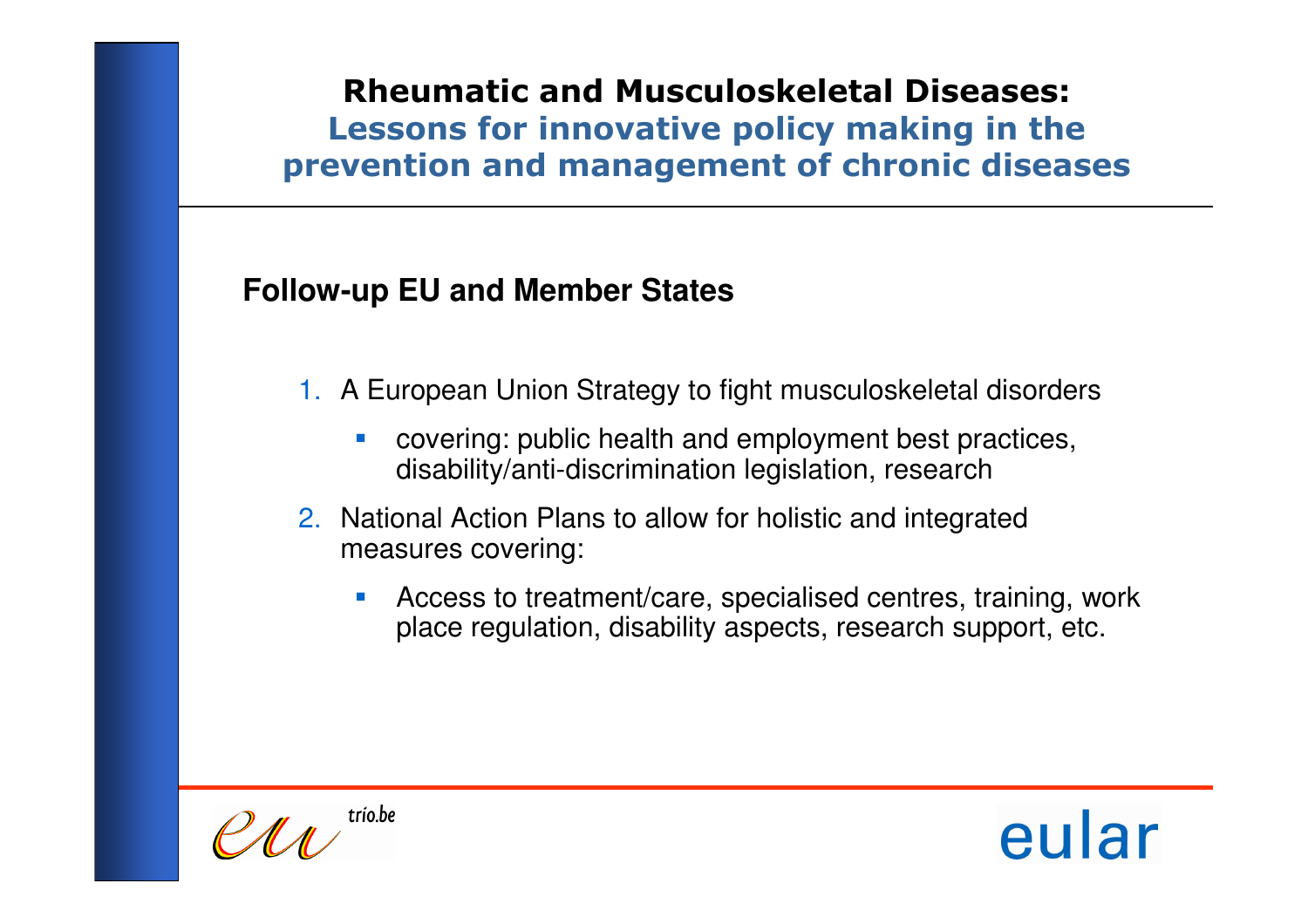# Rheumatic and Musculoskeletal Diseases:

## Lessons for innovative policy making in the prevention and management of chronic diseases

### Follow-up EU and Member States

1. A European Union Strategy to fight musculoskeletal disorders
   - covering: public health and employment best practices, disability/anti-discrimination legislation, research
2. National Action Plans to allow for holistic and integrated measures covering:
   - Access to treatment/care, specialised centres, training, work place regulation, disability aspects, research support, etc.

eu trio.be

eular